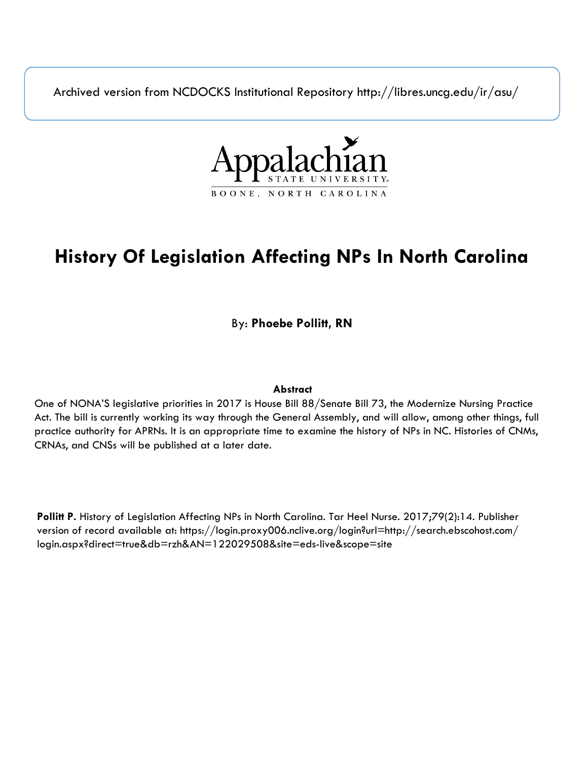Archived version from NCDOCKS Institutional Repository http://libres.uncg.edu/ir/asu/

Appalachian State University
BOONE, NORTH CAROLINA

# History Of Legislation Affecting NPs In North Carolina

By: **Phoebe Pollitt, RN**

### Abstract

One of NONA'S legislative priorities in 2017 is House Bill 88/Senate Bill 73, the Modernize Nursing Practice Act. The bill is currently working its way through the General Assembly, and will allow, among other things, full practice authority for APRNs. It is an appropriate time to examine the history of NPs in NC. Histories of CNMs, CRNAs, and CNSs will be published at a later date.

**Pollitt P.** History of Legislation Affecting NPs in North Carolina. Tar Heel Nurse. 2017;79(2):14. Publisher version of record available at: https://login.proxy006.nclive.org/login?url=http://search.ebscohost.com/login.aspx?direct=true&db=rzh&AN=122029508&site=eds-live&scope=site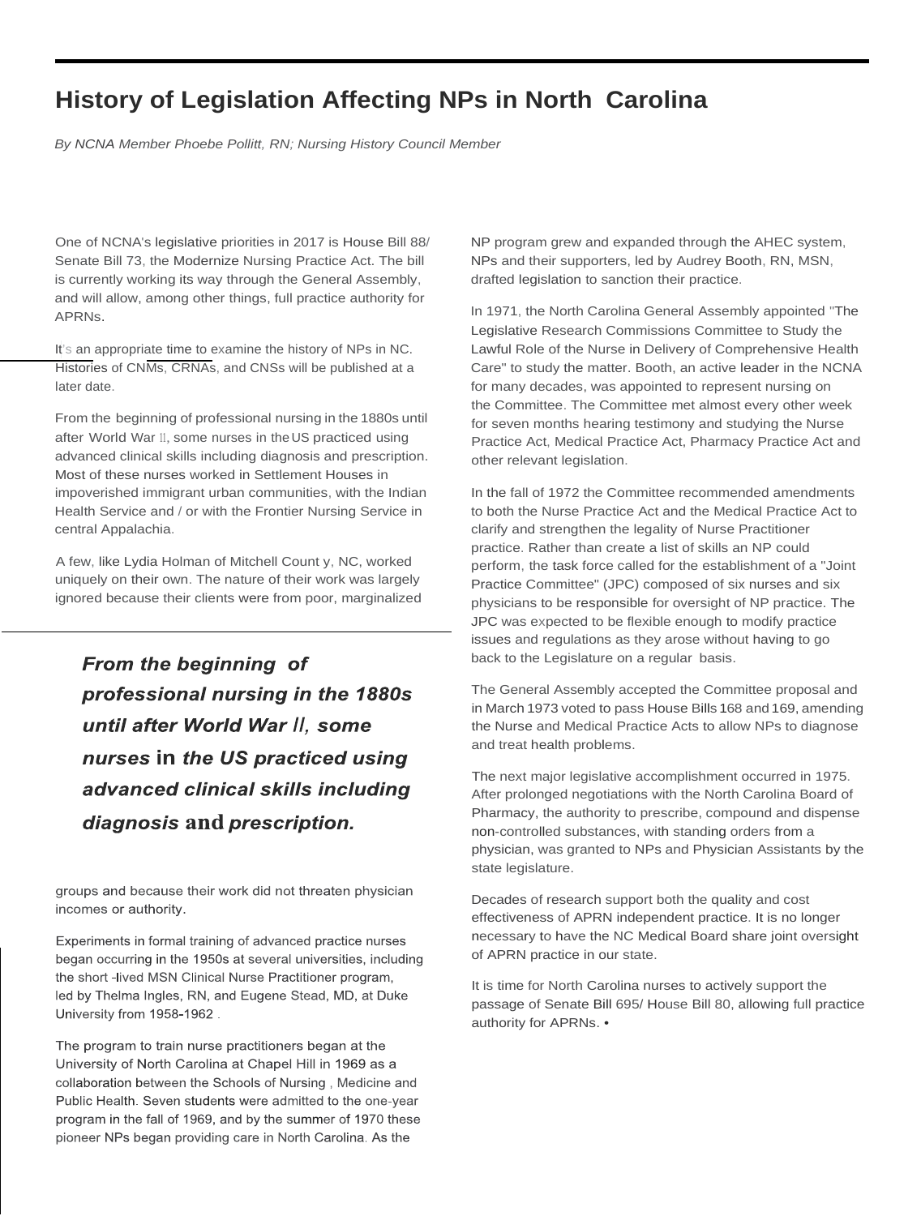# History of Legislation Affecting NPs in North Carolina

*By NCNA Member Phoebe Pollitt, RN; Nursing History Council Member*

One of NCNA's legislative priorities in 2017 is House Bill 88/ Senate Bill 73, the Modernize Nursing Practice Act. The bill is currently working its way through the General Assembly, and will allow, among other things, full practice authority for APRNs.

It's an appropriate time to examine the history of NPs in NC. Histories of CNMs, CRNAs, and CNSs will be published at a later date.

From the beginning of professional nursing in the 1880s until after World War II, some nurses in the US practiced using advanced clinical skills including diagnosis and prescription. Most of these nurses worked in Settlement Houses in impoverished immigrant urban communities, with the Indian Health Service and / or with the Frontier Nursing Service in central Appalachia.

A few, like Lydia Holman of Mitchell Count y, NC, worked uniquely on their own. The nature of their work was largely ignored because their clients were from poor, marginalized groups and because their work did not threaten physician incomes or authority.

> ***From the beginning of professional nursing in the 1880s until after World War II, some nurses in the US practiced using advanced clinical skills including diagnosis and prescription.***

Experiments in formal training of advanced practice nurses began occurring in the 1950s at several universities, including the short -lived MSN Clinical Nurse Practitioner program, led by Thelma Ingles, RN, and Eugene Stead, MD, at Duke University from 1958-1962 .

The program to train nurse practitioners began at the University of North Carolina at Chapel Hill in 1969 as a collaboration between the Schools of Nursing , Medicine and Public Health. Seven students were admitted to the one-year program in the fall of 1969, and by the summer of 1970 these pioneer NPs began providing care in North Carolina. As the NP program grew and expanded through the AHEC system, NPs and their supporters, led by Audrey Booth, RN, MSN, drafted legislation to sanction their practice.

In 1971, the North Carolina General Assembly appointed "The Legislative Research Commissions Committee to Study the Lawful Role of the Nurse in Delivery of Comprehensive Health Care" to study the matter. Booth, an active leader in the NCNA for many decades, was appointed to represent nursing on the Committee. The Committee met almost every other week for seven months hearing testimony and studying the Nurse Practice Act, Medical Practice Act, Pharmacy Practice Act and other relevant legislation.

In the fall of 1972 the Committee recommended amendments to both the Nurse Practice Act and the Medical Practice Act to clarify and strengthen the legality of Nurse Practitioner practice. Rather than create a list of skills an NP could perform, the task force called for the establishment of a "Joint Practice Committee" (JPC) composed of six nurses and six physicians to be responsible for oversight of NP practice. The JPC was expected to be flexible enough to modify practice issues and regulations as they arose without having to go back to the Legislature on a regular basis.

The General Assembly accepted the Committee proposal and in March 1973 voted to pass House Bills 168 and 169, amending the Nurse and Medical Practice Acts to allow NPs to diagnose and treat health problems.

The next major legislative accomplishment occurred in 1975. After prolonged negotiations with the North Carolina Board of Pharmacy, the authority to prescribe, compound and dispense non-controlled substances, with standing orders from a physician, was granted to NPs and Physician Assistants by the state legislature.

Decades of research support both the quality and cost effectiveness of APRN independent practice. It is no longer necessary to have the NC Medical Board share joint oversight of APRN practice in our state.

It is time for North Carolina nurses to actively support the passage of Senate Bill 695/ House Bill 80, allowing full practice authority for APRNs. •